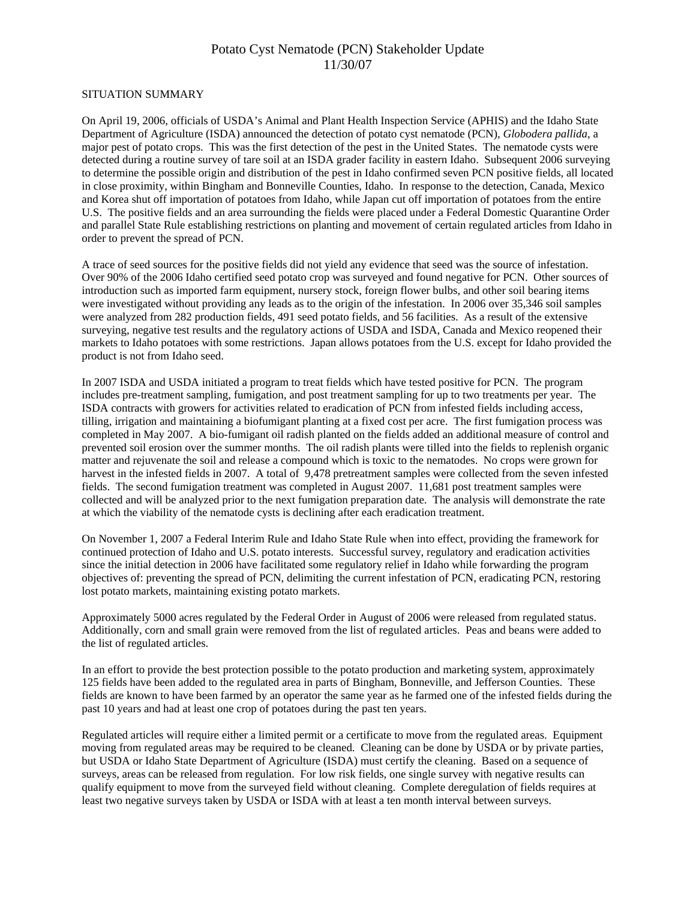# Potato Cyst Nematode (PCN) Stakeholder Update
11/30/07

SITUATION SUMMARY

On April 19, 2006, officials of USDA's Animal and Plant Health Inspection Service (APHIS) and the Idaho State Department of Agriculture (ISDA) announced the detection of potato cyst nematode (PCN), *Globodera pallida*, a major pest of potato crops. This was the first detection of the pest in the United States. The nematode cysts were detected during a routine survey of tare soil at an ISDA grader facility in eastern Idaho. Subsequent 2006 surveying to determine the possible origin and distribution of the pest in Idaho confirmed seven PCN positive fields, all located in close proximity, within Bingham and Bonneville Counties, Idaho. In response to the detection, Canada, Mexico and Korea shut off importation of potatoes from Idaho, while Japan cut off importation of potatoes from the entire U.S. The positive fields and an area surrounding the fields were placed under a Federal Domestic Quarantine Order and parallel State Rule establishing restrictions on planting and movement of certain regulated articles from Idaho in order to prevent the spread of PCN.

A trace of seed sources for the positive fields did not yield any evidence that seed was the source of infestation. Over 90% of the 2006 Idaho certified seed potato crop was surveyed and found negative for PCN. Other sources of introduction such as imported farm equipment, nursery stock, foreign flower bulbs, and other soil bearing items were investigated without providing any leads as to the origin of the infestation. In 2006 over 35,346 soil samples were analyzed from 282 production fields, 491 seed potato fields, and 56 facilities. As a result of the extensive surveying, negative test results and the regulatory actions of USDA and ISDA, Canada and Mexico reopened their markets to Idaho potatoes with some restrictions. Japan allows potatoes from the U.S. except for Idaho provided the product is not from Idaho seed.

In 2007 ISDA and USDA initiated a program to treat fields which have tested positive for PCN. The program includes pre-treatment sampling, fumigation, and post treatment sampling for up to two treatments per year. The ISDA contracts with growers for activities related to eradication of PCN from infested fields including access, tilling, irrigation and maintaining a biofumigant planting at a fixed cost per acre. The first fumigation process was completed in May 2007. A bio-fumigant oil radish planted on the fields added an additional measure of control and prevented soil erosion over the summer months. The oil radish plants were tilled into the fields to replenish organic matter and rejuvenate the soil and release a compound which is toxic to the nematodes. No crops were grown for harvest in the infested fields in 2007. A total of 9,478 pretreatment samples were collected from the seven infested fields. The second fumigation treatment was completed in August 2007. 11,681 post treatment samples were collected and will be analyzed prior to the next fumigation preparation date. The analysis will demonstrate the rate at which the viability of the nematode cysts is declining after each eradication treatment.

On November 1, 2007 a Federal Interim Rule and Idaho State Rule when into effect, providing the framework for continued protection of Idaho and U.S. potato interests. Successful survey, regulatory and eradication activities since the initial detection in 2006 have facilitated some regulatory relief in Idaho while forwarding the program objectives of: preventing the spread of PCN, delimiting the current infestation of PCN, eradicating PCN, restoring lost potato markets, maintaining existing potato markets.

Approximately 5000 acres regulated by the Federal Order in August of 2006 were released from regulated status. Additionally, corn and small grain were removed from the list of regulated articles. Peas and beans were added to the list of regulated articles.

In an effort to provide the best protection possible to the potato production and marketing system, approximately 125 fields have been added to the regulated area in parts of Bingham, Bonneville, and Jefferson Counties. These fields are known to have been farmed by an operator the same year as he farmed one of the infested fields during the past 10 years and had at least one crop of potatoes during the past ten years.

Regulated articles will require either a limited permit or a certificate to move from the regulated areas. Equipment moving from regulated areas may be required to be cleaned. Cleaning can be done by USDA or by private parties, but USDA or Idaho State Department of Agriculture (ISDA) must certify the cleaning. Based on a sequence of surveys, areas can be released from regulation. For low risk fields, one single survey with negative results can qualify equipment to move from the surveyed field without cleaning. Complete deregulation of fields requires at least two negative surveys taken by USDA or ISDA with at least a ten month interval between surveys.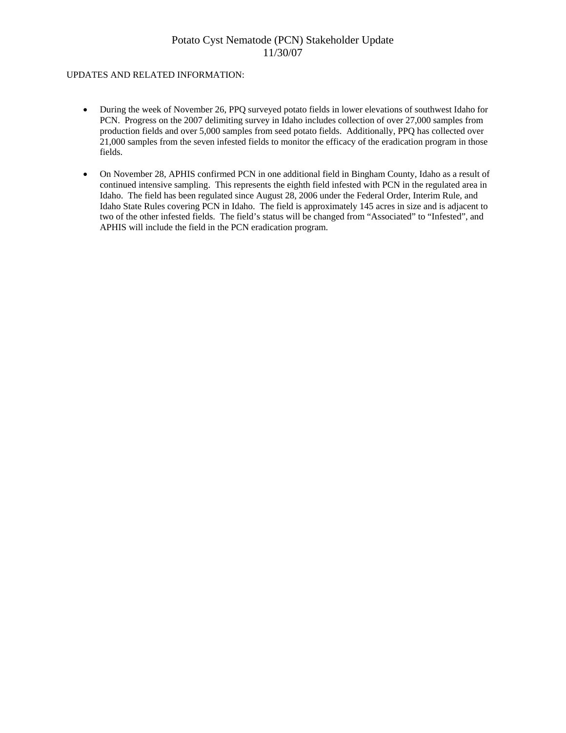# Potato Cyst Nematode (PCN) Stakeholder Update
11/30/07

UPDATES AND RELATED INFORMATION:

- During the week of November 26, PPQ surveyed potato fields in lower elevations of southwest Idaho for PCN. Progress on the 2007 delimiting survey in Idaho includes collection of over 27,000 samples from production fields and over 5,000 samples from seed potato fields. Additionally, PPQ has collected over 21,000 samples from the seven infested fields to monitor the efficacy of the eradication program in those fields.

- On November 28, APHIS confirmed PCN in one additional field in Bingham County, Idaho as a result of continued intensive sampling. This represents the eighth field infested with PCN in the regulated area in Idaho. The field has been regulated since August 28, 2006 under the Federal Order, Interim Rule, and Idaho State Rules covering PCN in Idaho. The field is approximately 145 acres in size and is adjacent to two of the other infested fields. The field's status will be changed from "Associated" to "Infested", and APHIS will include the field in the PCN eradication program.